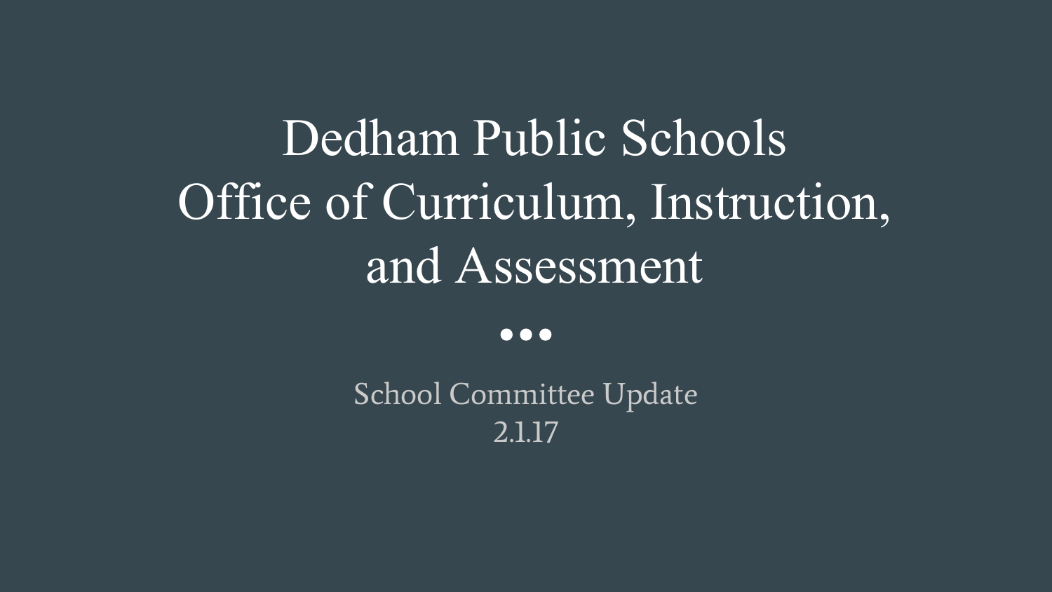# Dedham Public Schools
# Office of Curriculum, Instruction, and Assessment

•••

School Committee Update
2.1.17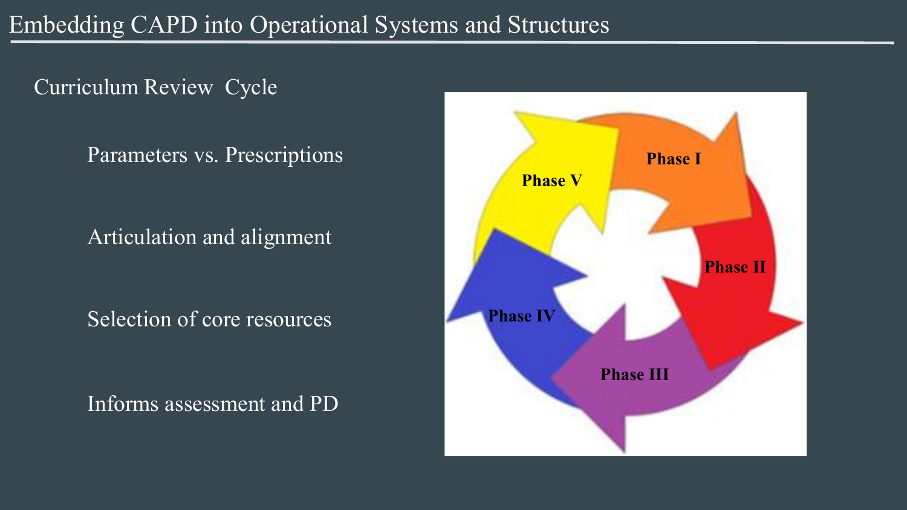# Embedding CAPD into Operational Systems and Structures

## Curriculum Review Cycle

- Parameters vs. Prescriptions
- Articulation and alignment
- Selection of core resources
- Informs assessment and PD

Phase I

Phase II

Phase III

Phase IV

Phase V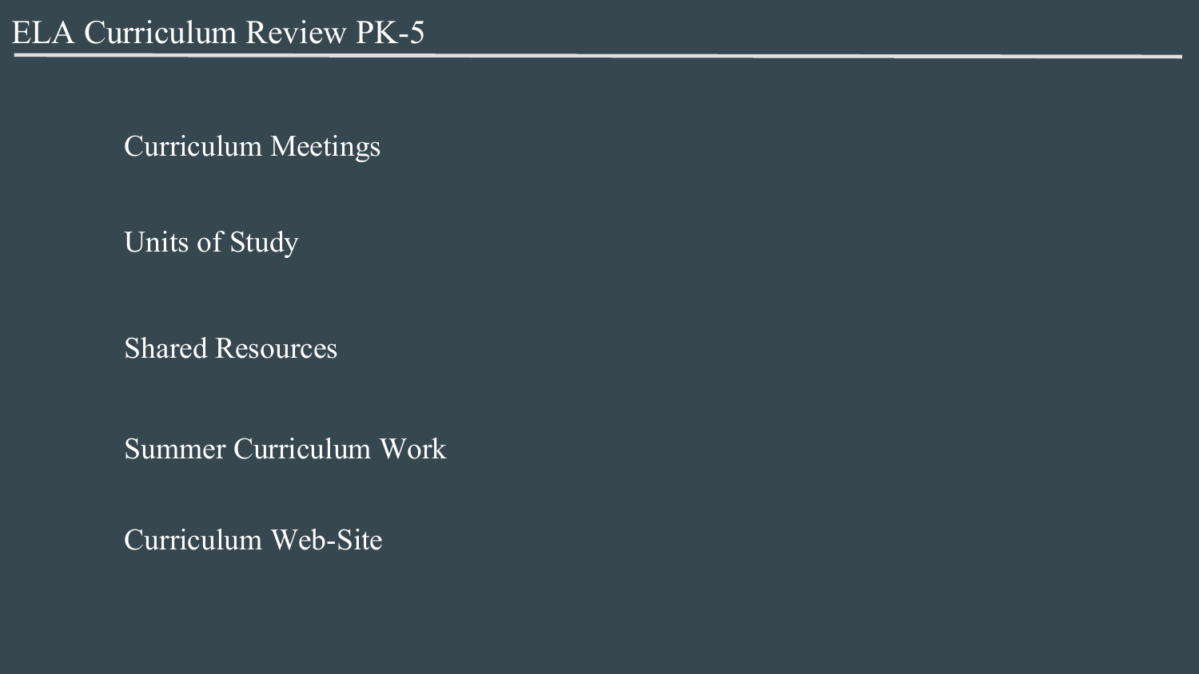# ELA Curriculum Review PK-5

Curriculum Meetings

Units of Study

Shared Resources

Summer Curriculum Work

Curriculum Web-Site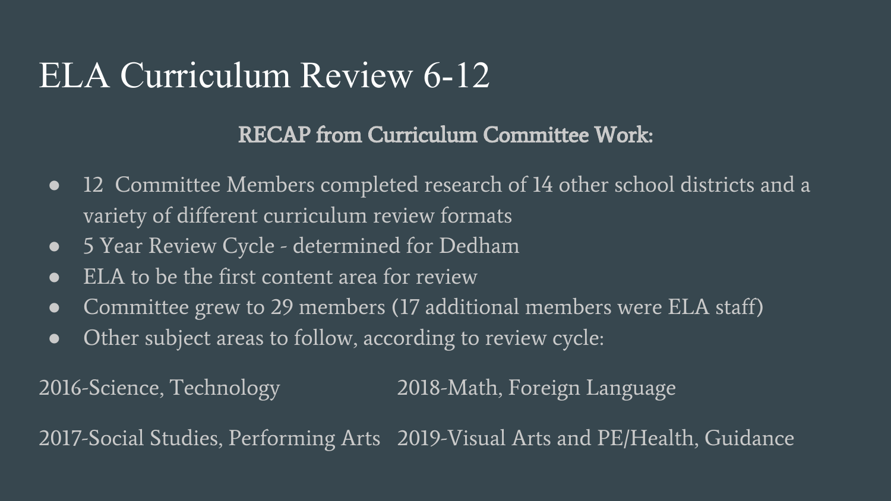# ELA Curriculum Review 6-12

**RECAP from Curriculum Committee Work:**

- 12 Committee Members completed research of 14 other school districts and a variety of different curriculum review formats
- 5 Year Review Cycle - determined for Dedham
- ELA to be the first content area for review
- Committee grew to 29 members (17 additional members were ELA staff)
- Other subject areas to follow, according to review cycle:

2016-Science, Technology

2017-Social Studies, Performing Arts

2018-Math, Foreign Language

2019-Visual Arts and PE/Health, Guidance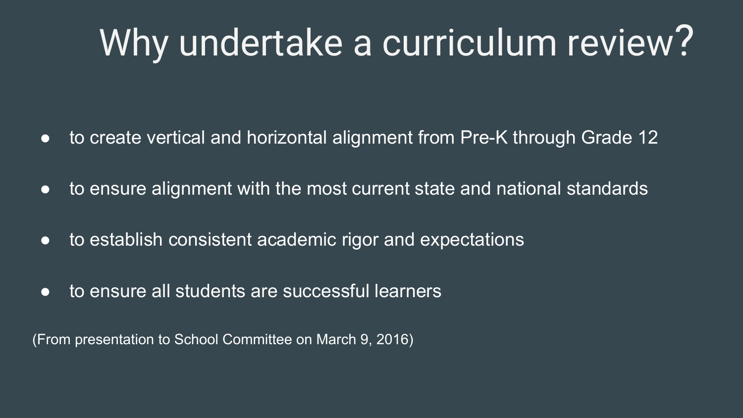# Why undertake a curriculum review?

- to create vertical and horizontal alignment from Pre-K through Grade 12
- to ensure alignment with the most current state and national standards
- to establish consistent academic rigor and expectations
- to ensure all students are successful learners

(From presentation to School Committee on March 9, 2016)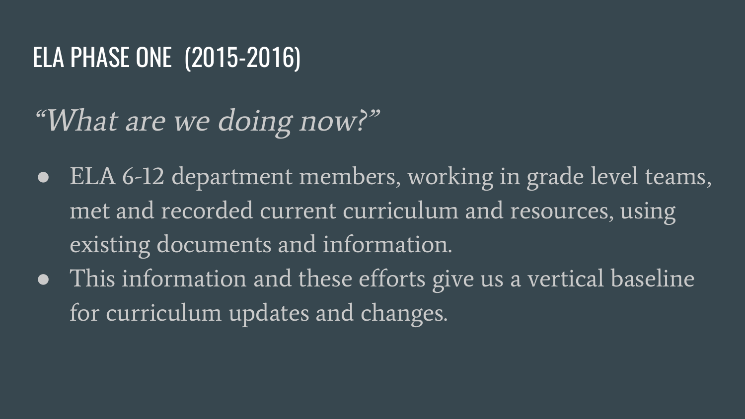# ELA PHASE ONE (2015-2016)

*"What are we doing now?"*

- ELA 6-12 department members, working in grade level teams, met and recorded current curriculum and resources, using existing documents and information.
- This information and these efforts give us a vertical baseline for curriculum updates and changes.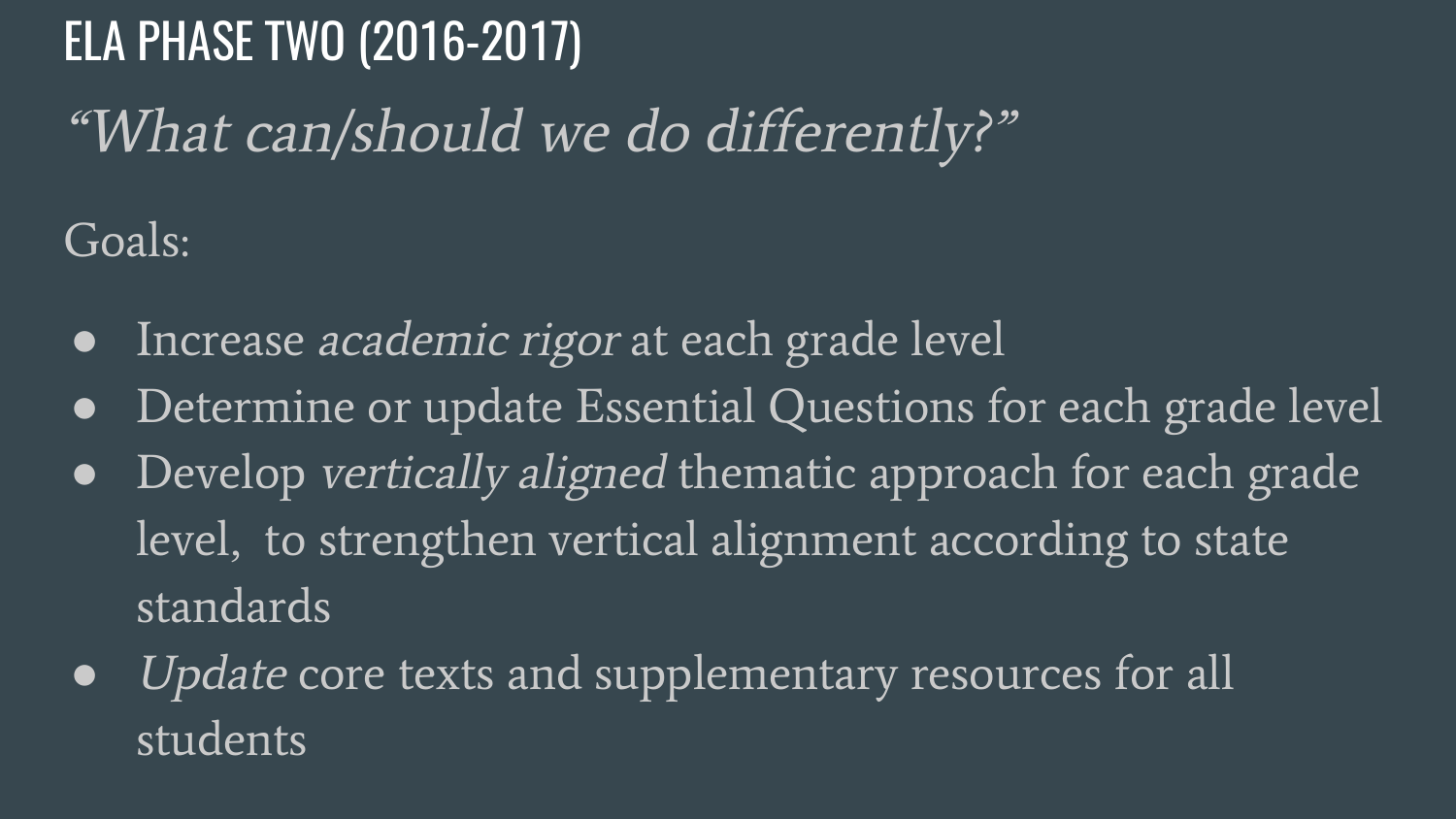# ELA PHASE TWO (2016-2017)

*"What can/should we do differently?"*

Goals:

- Increase *academic rigor* at each grade level
- Determine or update Essential Questions for each grade level
- Develop *vertically aligned* thematic approach for each grade level,  to strengthen vertical alignment according to state standards
- *Update* core texts and supplementary resources for all students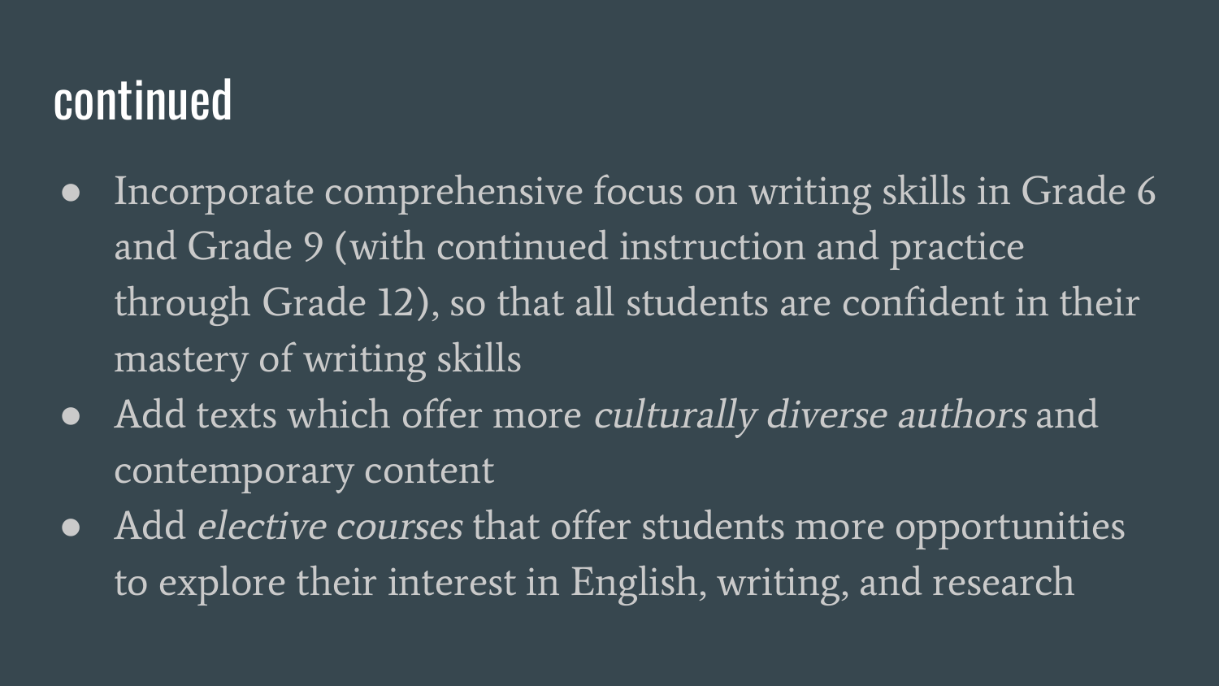# continued

- Incorporate comprehensive focus on writing skills in Grade 6 and Grade 9 (with continued instruction and practice through Grade 12), so that all students are confident in their mastery of writing skills
- Add texts which offer more *culturally diverse authors* and contemporary content
- Add *elective courses* that offer students more opportunities to explore their interest in English, writing, and research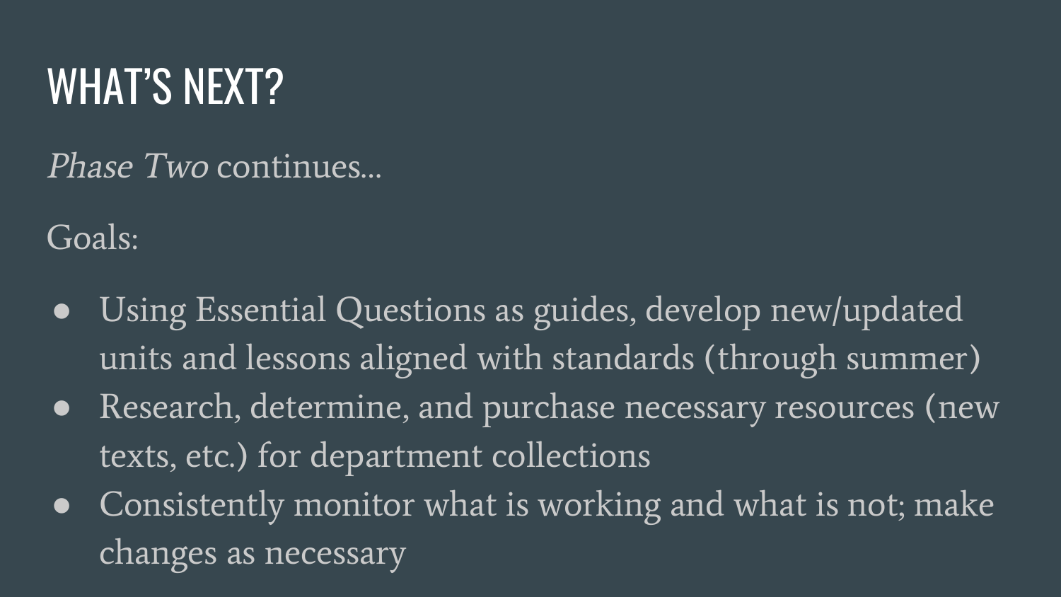# WHAT'S NEXT?

*Phase Two* continues...

Goals:

- Using Essential Questions as guides, develop new/updated units and lessons aligned with standards (through summer)
- Research, determine, and purchase necessary resources (new texts, etc.) for department collections
- Consistently monitor what is working and what is not; make changes as necessary